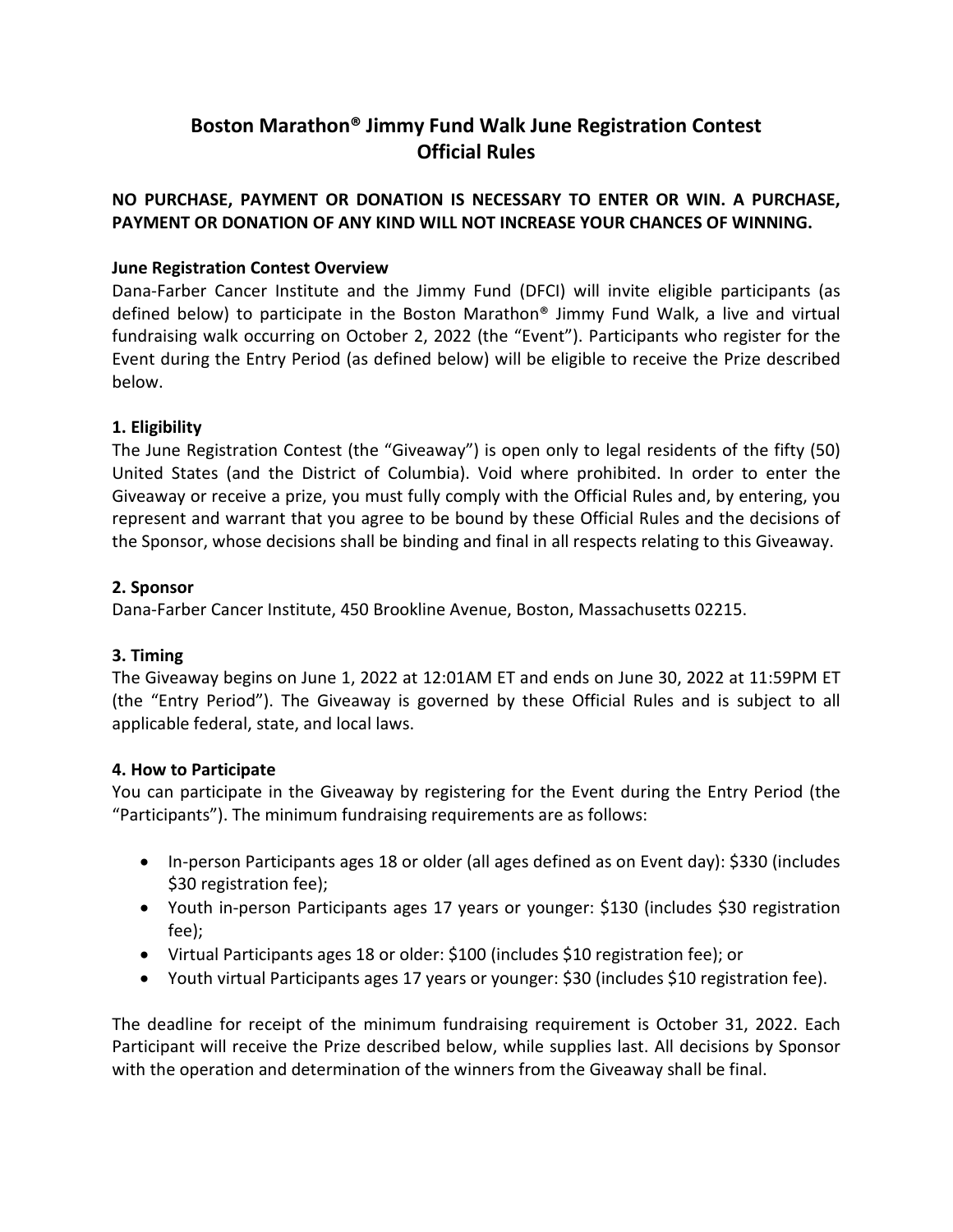# Boston Marathon® Jimmy Fund Walk June Registration Contest
# Official Rules

**NO PURCHASE, PAYMENT OR DONATION IS NECESSARY TO ENTER OR WIN. A PURCHASE, PAYMENT OR DONATION OF ANY KIND WILL NOT INCREASE YOUR CHANCES OF WINNING.**

### June Registration Contest Overview

Dana-Farber Cancer Institute and the Jimmy Fund (DFCI) will invite eligible participants (as defined below) to participate in the Boston Marathon® Jimmy Fund Walk, a live and virtual fundraising walk occurring on October 2, 2022 (the "Event"). Participants who register for the Event during the Entry Period (as defined below) will be eligible to receive the Prize described below.

### 1. Eligibility

The June Registration Contest (the "Giveaway") is open only to legal residents of the fifty (50) United States (and the District of Columbia). Void where prohibited. In order to enter the Giveaway or receive a prize, you must fully comply with the Official Rules and, by entering, you represent and warrant that you agree to be bound by these Official Rules and the decisions of the Sponsor, whose decisions shall be binding and final in all respects relating to this Giveaway.

### 2. Sponsor

Dana-Farber Cancer Institute, 450 Brookline Avenue, Boston, Massachusetts 02215.

### 3. Timing

The Giveaway begins on June 1, 2022 at 12:01AM ET and ends on June 30, 2022 at 11:59PM ET (the "Entry Period"). The Giveaway is governed by these Official Rules and is subject to all applicable federal, state, and local laws.

### 4. How to Participate

You can participate in the Giveaway by registering for the Event during the Entry Period (the "Participants"). The minimum fundraising requirements are as follows:

- In-person Participants ages 18 or older (all ages defined as on Event day): $330 (includes $30 registration fee);
- Youth in-person Participants ages 17 years or younger: $130 (includes $30 registration fee);
- Virtual Participants ages 18 or older: $100 (includes $10 registration fee); or
- Youth virtual Participants ages 17 years or younger: $30 (includes $10 registration fee).

The deadline for receipt of the minimum fundraising requirement is October 31, 2022. Each Participant will receive the Prize described below, while supplies last. All decisions by Sponsor with the operation and determination of the winners from the Giveaway shall be final.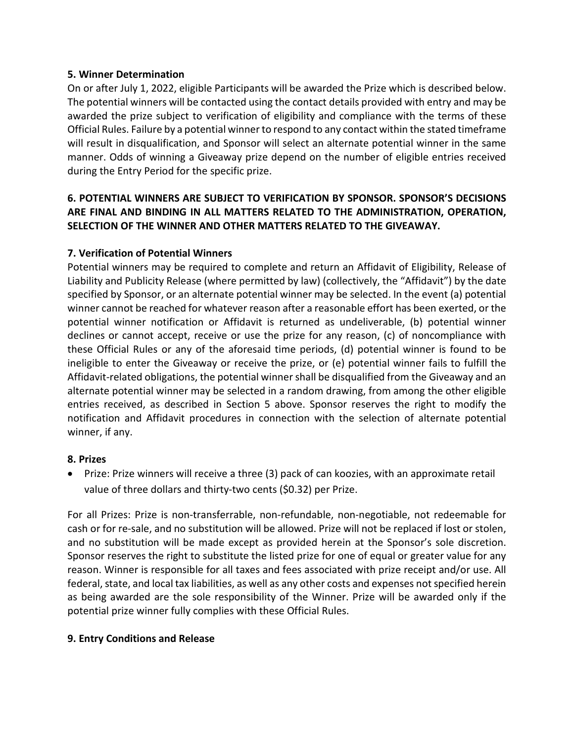### 5. Winner Determination

On or after July 1, 2022, eligible Participants will be awarded the Prize which is described below. The potential winners will be contacted using the contact details provided with entry and may be awarded the prize subject to verification of eligibility and compliance with the terms of these Official Rules. Failure by a potential winner to respond to any contact within the stated timeframe will result in disqualification, and Sponsor will select an alternate potential winner in the same manner. Odds of winning a Giveaway prize depend on the number of eligible entries received during the Entry Period for the specific prize.

### 6. POTENTIAL WINNERS ARE SUBJECT TO VERIFICATION BY SPONSOR. SPONSOR'S DECISIONS ARE FINAL AND BINDING IN ALL MATTERS RELATED TO THE ADMINISTRATION, OPERATION, SELECTION OF THE WINNER AND OTHER MATTERS RELATED TO THE GIVEAWAY.

### 7. Verification of Potential Winners

Potential winners may be required to complete and return an Affidavit of Eligibility, Release of Liability and Publicity Release (where permitted by law) (collectively, the "Affidavit") by the date specified by Sponsor, or an alternate potential winner may be selected. In the event (a) potential winner cannot be reached for whatever reason after a reasonable effort has been exerted, or the potential winner notification or Affidavit is returned as undeliverable, (b) potential winner declines or cannot accept, receive or use the prize for any reason, (c) of noncompliance with these Official Rules or any of the aforesaid time periods, (d) potential winner is found to be ineligible to enter the Giveaway or receive the prize, or (e) potential winner fails to fulfill the Affidavit-related obligations, the potential winner shall be disqualified from the Giveaway and an alternate potential winner may be selected in a random drawing, from among the other eligible entries received, as described in Section 5 above. Sponsor reserves the right to modify the notification and Affidavit procedures in connection with the selection of alternate potential winner, if any.

### 8. Prizes

- Prize: Prize winners will receive a three (3) pack of can koozies, with an approximate retail value of three dollars and thirty-two cents ($0.32) per Prize.

For all Prizes: Prize is non-transferrable, non-refundable, non-negotiable, not redeemable for cash or for re-sale, and no substitution will be allowed. Prize will not be replaced if lost or stolen, and no substitution will be made except as provided herein at the Sponsor's sole discretion. Sponsor reserves the right to substitute the listed prize for one of equal or greater value for any reason. Winner is responsible for all taxes and fees associated with prize receipt and/or use. All federal, state, and local tax liabilities, as well as any other costs and expenses not specified herein as being awarded are the sole responsibility of the Winner. Prize will be awarded only if the potential prize winner fully complies with these Official Rules.

### 9. Entry Conditions and Release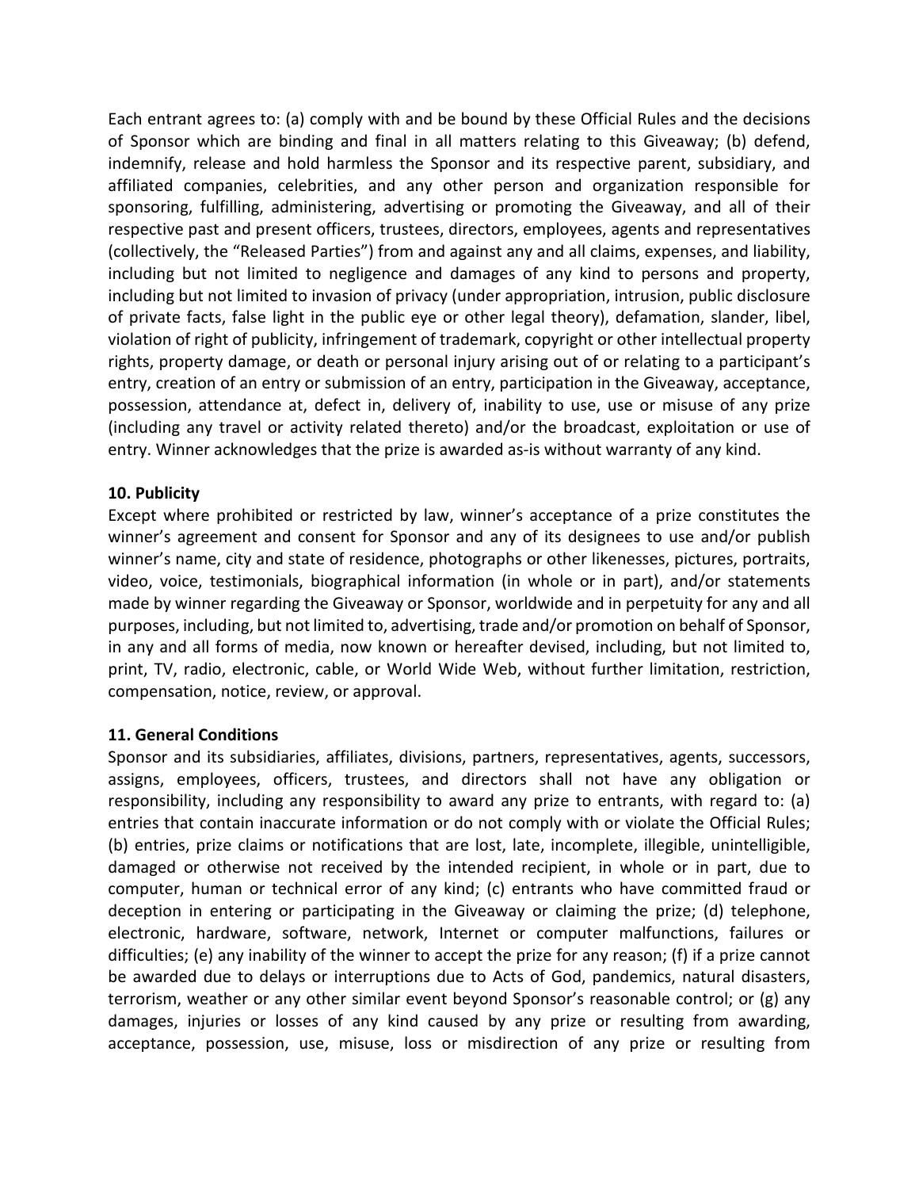Each entrant agrees to: (a) comply with and be bound by these Official Rules and the decisions of Sponsor which are binding and final in all matters relating to this Giveaway; (b) defend, indemnify, release and hold harmless the Sponsor and its respective parent, subsidiary, and affiliated companies, celebrities, and any other person and organization responsible for sponsoring, fulfilling, administering, advertising or promoting the Giveaway, and all of their respective past and present officers, trustees, directors, employees, agents and representatives (collectively, the "Released Parties") from and against any and all claims, expenses, and liability, including but not limited to negligence and damages of any kind to persons and property, including but not limited to invasion of privacy (under appropriation, intrusion, public disclosure of private facts, false light in the public eye or other legal theory), defamation, slander, libel, violation of right of publicity, infringement of trademark, copyright or other intellectual property rights, property damage, or death or personal injury arising out of or relating to a participant's entry, creation of an entry or submission of an entry, participation in the Giveaway, acceptance, possession, attendance at, defect in, delivery of, inability to use, use or misuse of any prize (including any travel or activity related thereto) and/or the broadcast, exploitation or use of entry. Winner acknowledges that the prize is awarded as-is without warranty of any kind.

**10. Publicity**

Except where prohibited or restricted by law, winner's acceptance of a prize constitutes the winner's agreement and consent for Sponsor and any of its designees to use and/or publish winner's name, city and state of residence, photographs or other likenesses, pictures, portraits, video, voice, testimonials, biographical information (in whole or in part), and/or statements made by winner regarding the Giveaway or Sponsor, worldwide and in perpetuity for any and all purposes, including, but not limited to, advertising, trade and/or promotion on behalf of Sponsor, in any and all forms of media, now known or hereafter devised, including, but not limited to, print, TV, radio, electronic, cable, or World Wide Web, without further limitation, restriction, compensation, notice, review, or approval.

**11. General Conditions**

Sponsor and its subsidiaries, affiliates, divisions, partners, representatives, agents, successors, assigns, employees, officers, trustees, and directors shall not have any obligation or responsibility, including any responsibility to award any prize to entrants, with regard to: (a) entries that contain inaccurate information or do not comply with or violate the Official Rules; (b) entries, prize claims or notifications that are lost, late, incomplete, illegible, unintelligible, damaged or otherwise not received by the intended recipient, in whole or in part, due to computer, human or technical error of any kind; (c) entrants who have committed fraud or deception in entering or participating in the Giveaway or claiming the prize; (d) telephone, electronic, hardware, software, network, Internet or computer malfunctions, failures or difficulties; (e) any inability of the winner to accept the prize for any reason; (f) if a prize cannot be awarded due to delays or interruptions due to Acts of God, pandemics, natural disasters, terrorism, weather or any other similar event beyond Sponsor's reasonable control; or (g) any damages, injuries or losses of any kind caused by any prize or resulting from awarding, acceptance, possession, use, misuse, loss or misdirection of any prize or resulting from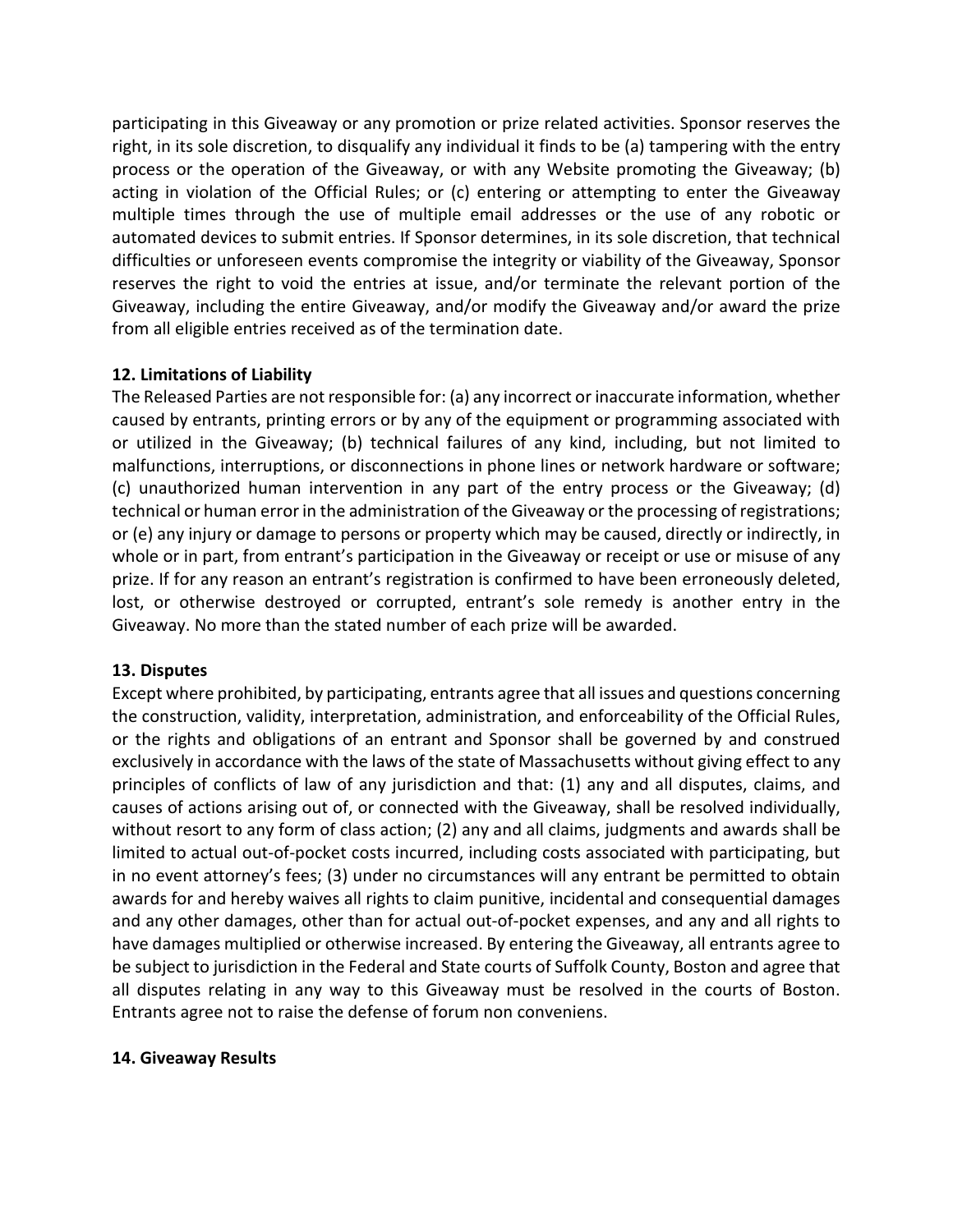participating in this Giveaway or any promotion or prize related activities. Sponsor reserves the right, in its sole discretion, to disqualify any individual it finds to be (a) tampering with the entry process or the operation of the Giveaway, or with any Website promoting the Giveaway; (b) acting in violation of the Official Rules; or (c) entering or attempting to enter the Giveaway multiple times through the use of multiple email addresses or the use of any robotic or automated devices to submit entries. If Sponsor determines, in its sole discretion, that technical difficulties or unforeseen events compromise the integrity or viability of the Giveaway, Sponsor reserves the right to void the entries at issue, and/or terminate the relevant portion of the Giveaway, including the entire Giveaway, and/or modify the Giveaway and/or award the prize from all eligible entries received as of the termination date.

**12. Limitations of Liability**

The Released Parties are not responsible for: (a) any incorrect or inaccurate information, whether caused by entrants, printing errors or by any of the equipment or programming associated with or utilized in the Giveaway; (b) technical failures of any kind, including, but not limited to malfunctions, interruptions, or disconnections in phone lines or network hardware or software; (c) unauthorized human intervention in any part of the entry process or the Giveaway; (d) technical or human error in the administration of the Giveaway or the processing of registrations; or (e) any injury or damage to persons or property which may be caused, directly or indirectly, in whole or in part, from entrant's participation in the Giveaway or receipt or use or misuse of any prize. If for any reason an entrant's registration is confirmed to have been erroneously deleted, lost, or otherwise destroyed or corrupted, entrant's sole remedy is another entry in the Giveaway. No more than the stated number of each prize will be awarded.

**13. Disputes**

Except where prohibited, by participating, entrants agree that all issues and questions concerning the construction, validity, interpretation, administration, and enforceability of the Official Rules, or the rights and obligations of an entrant and Sponsor shall be governed by and construed exclusively in accordance with the laws of the state of Massachusetts without giving effect to any principles of conflicts of law of any jurisdiction and that: (1) any and all disputes, claims, and causes of actions arising out of, or connected with the Giveaway, shall be resolved individually, without resort to any form of class action; (2) any and all claims, judgments and awards shall be limited to actual out-of-pocket costs incurred, including costs associated with participating, but in no event attorney's fees; (3) under no circumstances will any entrant be permitted to obtain awards for and hereby waives all rights to claim punitive, incidental and consequential damages and any other damages, other than for actual out-of-pocket expenses, and any and all rights to have damages multiplied or otherwise increased. By entering the Giveaway, all entrants agree to be subject to jurisdiction in the Federal and State courts of Suffolk County, Boston and agree that all disputes relating in any way to this Giveaway must be resolved in the courts of Boston. Entrants agree not to raise the defense of forum non conveniens.

**14. Giveaway Results**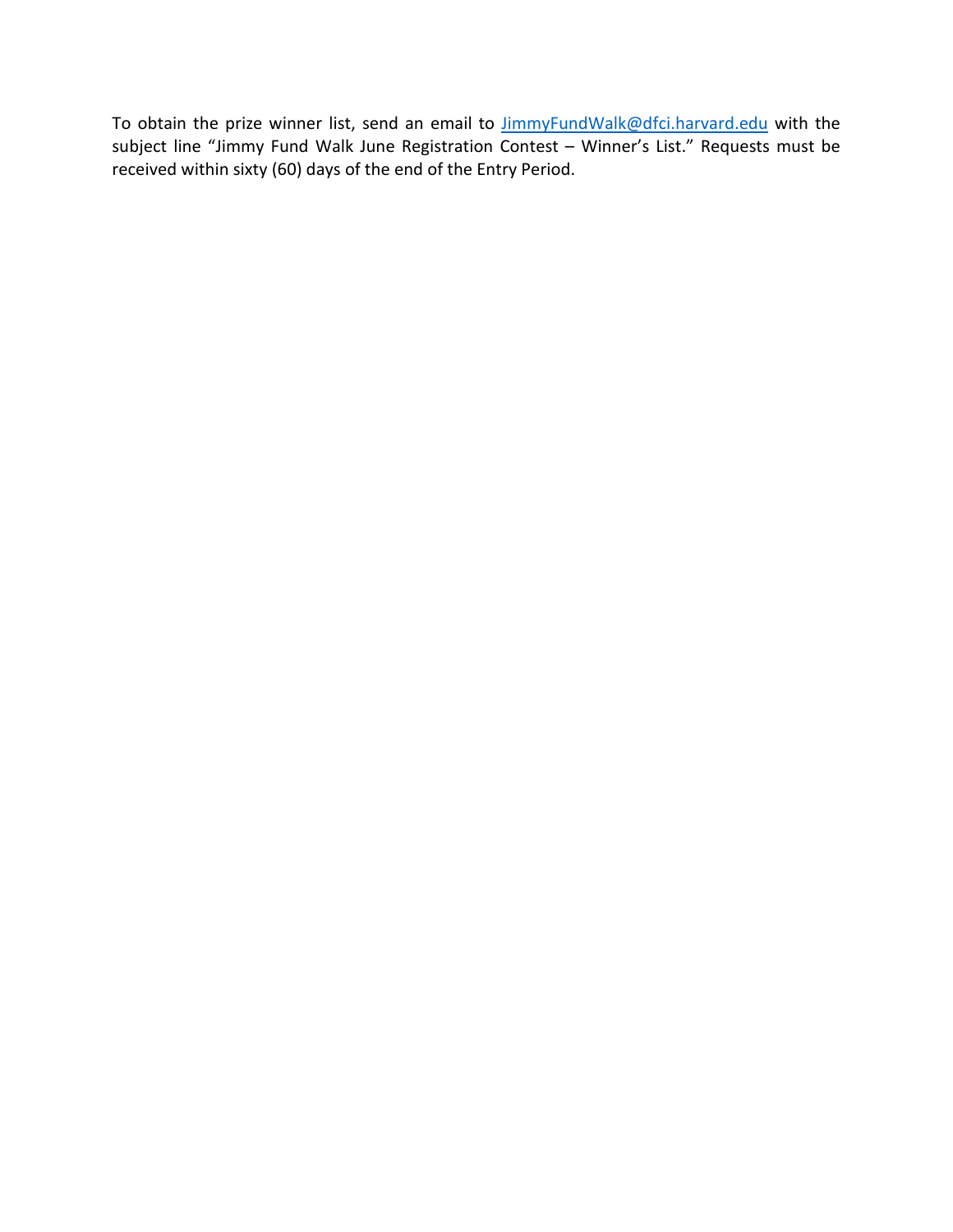To obtain the prize winner list, send an email to [JimmyFundWalk@dfci.harvard.edu](mailto:JimmyFundWalk@dfci.harvard.edu) with the subject line "Jimmy Fund Walk June Registration Contest – Winner's List." Requests must be received within sixty (60) days of the end of the Entry Period.